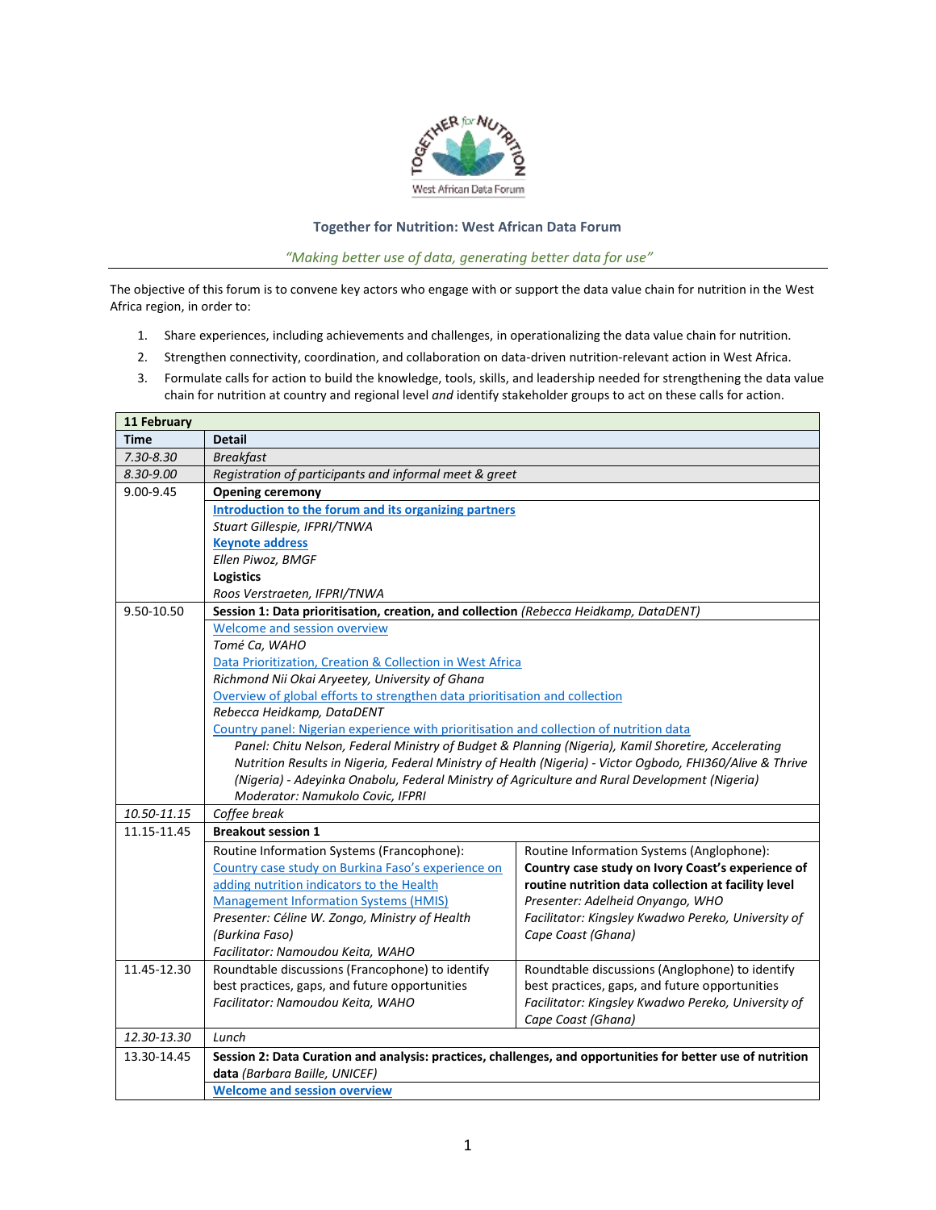**Together for Nutrition: West African Data Forum**

*"Making better use of data, generating better data for use"*

The objective of this forum is to convene key actors who engage with or support the data value chain for nutrition in the West Africa region, in order to:

1. Share experiences, including achievements and challenges, in operationalizing the data value chain for nutrition.
2. Strengthen connectivity, coordination, and collaboration on data-driven nutrition-relevant action in West Africa.
3. Formulate calls for action to build the knowledge, tools, skills, and leadership needed for strengthening the data value chain for nutrition at country and regional level *and* identify stakeholder groups to act on these calls for action.

| **11 February** | | |
|---|---|---|
| **Time** | **Detail** | |
| *7.30-8.30* | *Breakfast* | |
| *8.30-9.00* | *Registration of participants and informal meet & greet* | |
| 9.00-9.45 | **Opening ceremony** | |
| | **Introduction to the forum and its organizing partners**<br>*Stuart Gillespie, IFPRI/TNWA*<br>**Keynote address**<br>*Ellen Piwoz, BMGF*<br>**Logistics**<br>*Roos Verstraeten, IFPRI/TNWA* | |
| 9.50-10.50 | **Session 1: Data prioritisation, creation, and collection** *(Rebecca Heidkamp, DataDENT)* | |
| | Welcome and session overview<br>*Tomé Ca, WAHO*<br>Data Prioritization, Creation & Collection in West Africa<br>*Richmond Nii Okai Aryeetey, University of Ghana*<br>Overview of global efforts to strengthen data prioritisation and collection<br>*Rebecca Heidkamp, DataDENT*<br>Country panel: Nigerian experience with prioritisation and collection of nutrition data<br>*Panel: Chitu Nelson, Federal Ministry of Budget & Planning (Nigeria), Kamil Shoretire, Accelerating Nutrition Results in Nigeria, Federal Ministry of Health (Nigeria) - Victor Ogbodo, FHI360/Alive & Thrive (Nigeria) - Adeyinka Onabolu, Federal Ministry of Agriculture and Rural Development (Nigeria)*<br>*Moderator: Namukolo Covic, IFPRI* | |
| *10.50-11.15* | *Coffee break* | |
| 11.15-11.45 | **Breakout session 1** | |
| | Routine Information Systems (Francophone):<br>Country case study on Burkina Faso's experience on adding nutrition indicators to the Health Management Information Systems (HMIS)<br>*Presenter: Céline W. Zongo, Ministry of Health (Burkina Faso)*<br>*Facilitator: Namoudou Keita, WAHO* | Routine Information Systems (Anglophone):<br>**Country case study on Ivory Coast's experience of routine nutrition data collection at facility level**<br>*Presenter: Adelheid Onyango, WHO*<br>*Facilitator: Kingsley Kwadwo Pereko, University of Cape Coast (Ghana)* |
| 11.45-12.30 | Roundtable discussions (Francophone) to identify best practices, gaps, and future opportunities<br>*Facilitator: Namoudou Keita, WAHO* | Roundtable discussions (Anglophone) to identify best practices, gaps, and future opportunities<br>*Facilitator: Kingsley Kwadwo Pereko, University of Cape Coast (Ghana)* |
| *12.30-13.30* | *Lunch* | |
| 13.30-14.45 | **Session 2: Data Curation and analysis: practices, challenges, and opportunities for better use of nutrition data** *(Barbara Baille, UNICEF)* | |
| | **Welcome and session overview** | |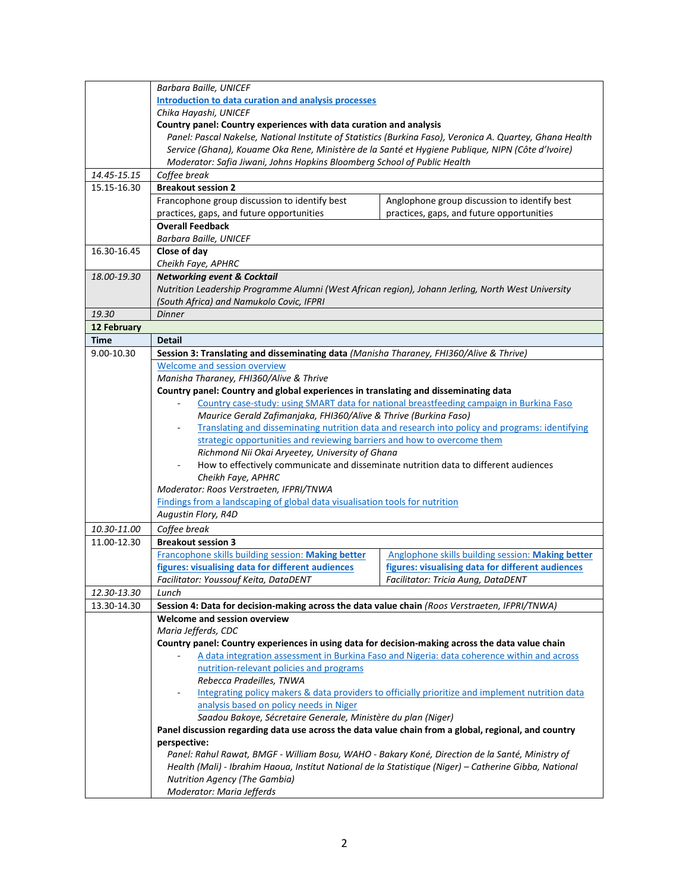| | |
|---|---|
| | *Barbara Baille, UNICEF*<br>Introduction to data curation and analysis processes<br>*Chika Hayashi, UNICEF*<br>**Country panel: Country experiences with data curation and analysis**<br>*Panel: Pascal Nakelse, National Institute of Statistics (Burkina Faso), Veronica A. Quartey, Ghana Health Service (Ghana), Kouame Oka Rene, Ministère de la Santé et Hygiene Publique, NIPN (Côte d'Ivoire)*<br>*Moderator: Safia Jiwani, Johns Hopkins Bloomberg School of Public Health* |
| *14.45-15.15* | *Coffee break* |
| 15.15-16.30 | **Breakout session 2**<br>Francophone group discussion to identify best practices, gaps, and future opportunities / Anglophone group discussion to identify best practices, gaps, and future opportunities<br>**Overall Feedback**<br>*Barbara Baille, UNICEF* |
| 16.30-16.45 | **Close of day**<br>*Cheikh Faye, APHRC* |
| *18.00-19.30* | ***Networking event & Cocktail***<br>*Nutrition Leadership Programme Alumni (West African region), Johann Jerling, North West University (South Africa) and Namukolo Covic, IFPRI* |
| *19.30* | *Dinner* |
| **12 February** | |
| **Time** | **Detail** |
| 9.00-10.30 | **Session 3: Translating and disseminating data** *(Manisha Tharaney, FHI360/Alive & Thrive)*<br>Welcome and session overview<br>*Manisha Tharaney, FHI360/Alive & Thrive*<br>**Country panel: Country and global experiences in translating and disseminating data**<br>- Country case-study: using SMART data for national breastfeeding campaign in Burkina Faso<br>*Maurice Gerald Zafimanjaka, FHI360/Alive & Thrive (Burkina Faso)*<br>- Translating and disseminating nutrition data and research into policy and programs: identifying strategic opportunities and reviewing barriers and how to overcome them<br>*Richmond Nii Okai Aryeetey, University of Ghana*<br>- How to effectively communicate and disseminate nutrition data to different audiences<br>*Cheikh Faye, APHRC*<br>*Moderator: Roos Verstraeten, IFPRI/TNWA*<br>Findings from a landscaping of global data visualisation tools for nutrition<br>*Augustin Flory, R4D* |
| *10.30-11.00* | *Coffee break* |
| 11.00-12.30 | **Breakout session 3**<br>Francophone skills building session: **Making better figures: visualising data for different audiences**<br>*Facilitator: Youssouf Keita, DataDENT*<br>Anglophone skills building session: **Making better figures: visualising data for different audiences**<br>*Facilitator: Tricia Aung, DataDENT* |
| *12.30-13.30* | *Lunch* |
| 13.30-14.30 | **Session 4: Data for decision-making across the data value chain** *(Roos Verstraeten, IFPRI/TNWA)*<br>**Welcome and session overview**<br>*Maria Jefferds, CDC*<br>**Country panel: Country experiences in using data for decision-making across the data value chain**<br>- A data integration assessment in Burkina Faso and Nigeria: data coherence within and across nutrition-relevant policies and programs<br>*Rebecca Pradeilles, TNWA*<br>- Integrating policy makers & data providers to officially prioritize and implement nutrition data analysis based on policy needs in Niger<br>*Saadou Bakoye, Sécretaire Generale, Ministère du plan (Niger)*<br>**Panel discussion regarding data use across the data value chain from a global, regional, and country perspective:**<br>*Panel: Rahul Rawat, BMGF - William Bosu, WAHO - Bakary Koné, Direction de la Santé, Ministry of Health (Mali) - Ibrahim Haoua, Institut National de la Statistique (Niger) – Catherine Gibba, National Nutrition Agency (The Gambia)*<br>*Moderator: Maria Jefferds* |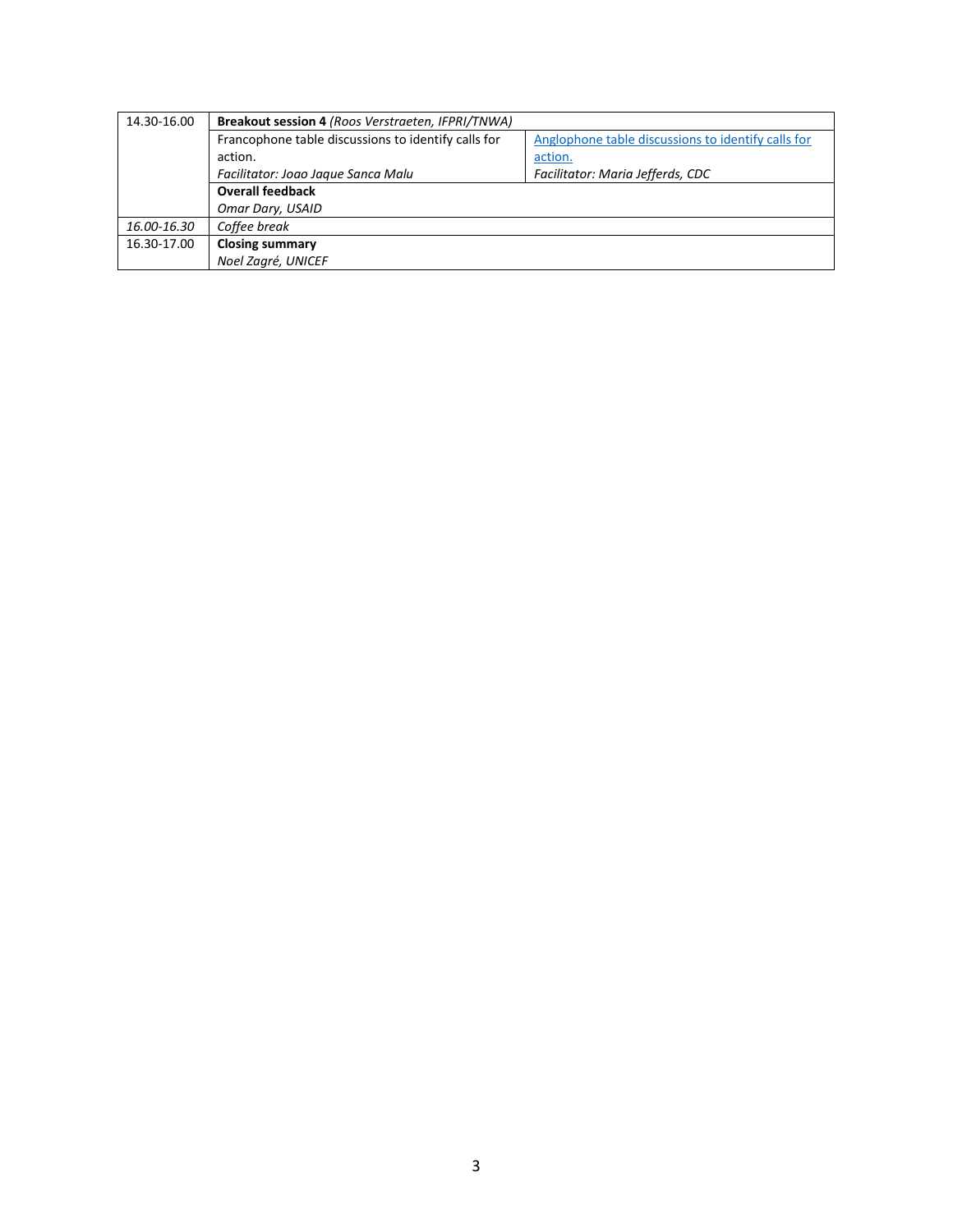| | | |
|---|---|---|
| 14.30-16.00 | **Breakout session 4** *(Roos Verstraeten, IFPRI/TNWA)* | |
| | Francophone table discussions to identify calls for action.<br>*Facilitator: Joao Jaque Sanca Malu* | Anglophone table discussions to identify calls for action.<br>*Facilitator: Maria Jefferds, CDC* |
| | **Overall feedback**<br>*Omar Dary, USAID* | |
| *16.00-16.30* | *Coffee break* | |
| 16.30-17.00 | **Closing summary**<br>*Noel Zagré, UNICEF* | |